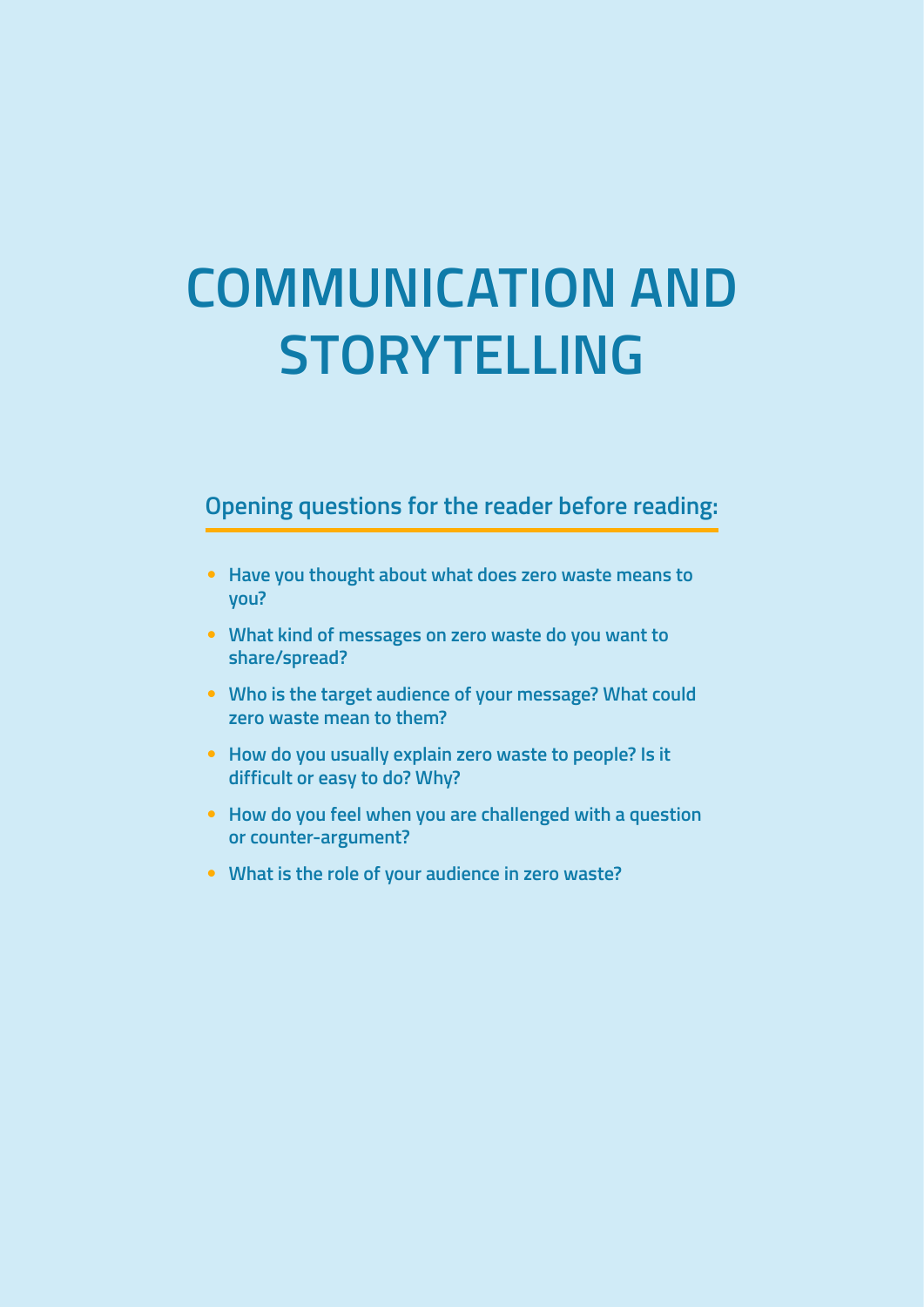# COMMUNICATION AND STORYTELLING

## Opening questions for the reader before reading:

- Have you thought about what does zero waste means to you?
- What kind of messages on zero waste do you want to share/spread?
- Who is the target audience of your message? What could zero waste mean to them?
- How do you usually explain zero waste to people? Is it difficult or easy to do? Why?
- How do you feel when you are challenged with a question or counter-argument?
- What is the role of your audience in zero waste?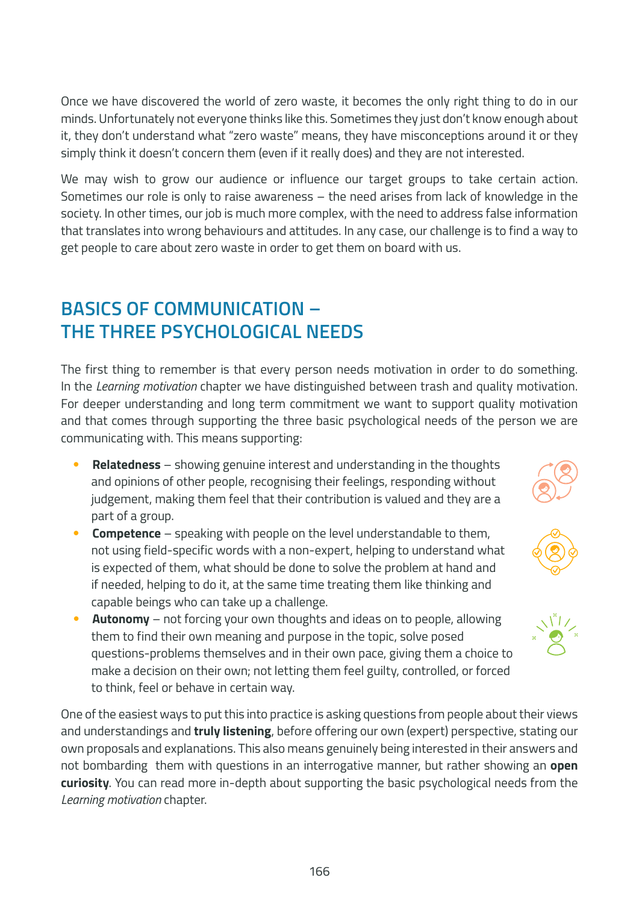Once we have discovered the world of zero waste, it becomes the only right thing to do in our minds. Unfortunately not everyone thinks like this. Sometimes they just don't know enough about it, they don't understand what "zero waste" means, they have misconceptions around it or they simply think it doesn't concern them (even if it really does) and they are not interested.

We may wish to grow our audience or influence our target groups to take certain action. Sometimes our role is only to raise awareness – the need arises from lack of knowledge in the society. In other times, our job is much more complex, with the need to address false information that translates into wrong behaviours and attitudes. In any case, our challenge is to find a way to get people to care about zero waste in order to get them on board with us.

## BASICS OF COMMUNICATION – THE THREE PSYCHOLOGICAL NEEDS

The first thing to remember is that every person needs motivation in order to do something. In the *Learning motivation* chapter we have distinguished between trash and quality motivation. For deeper understanding and long term commitment we want to support quality motivation and that comes through supporting the three basic psychological needs of the person we are communicating with. This means supporting:

- **Relatedness** – showing genuine interest and understanding in the thoughts and opinions of other people, recognising their feelings, responding without judgement, making them feel that their contribution is valued and they are a part of a group.
- **Competence** – speaking with people on the level understandable to them, not using field-specific words with a non-expert, helping to understand what is expected of them, what should be done to solve the problem at hand and if needed, helping to do it, at the same time treating them like thinking and capable beings who can take up a challenge.
- **Autonomy** – not forcing your own thoughts and ideas on to people, allowing them to find their own meaning and purpose in the topic, solve posed questions-problems themselves and in their own pace, giving them a choice to make a decision on their own; not letting them feel guilty, controlled, or forced to think, feel or behave in certain way.

One of the easiest ways to put this into practice is asking questions from people about their views and understandings and **truly listening**, before offering our own (expert) perspective, stating our own proposals and explanations. This also means genuinely being interested in their answers and not bombarding them with questions in an interrogative manner, but rather showing an **open curiosity**. You can read more in-depth about supporting the basic psychological needs from the *Learning motivation* chapter.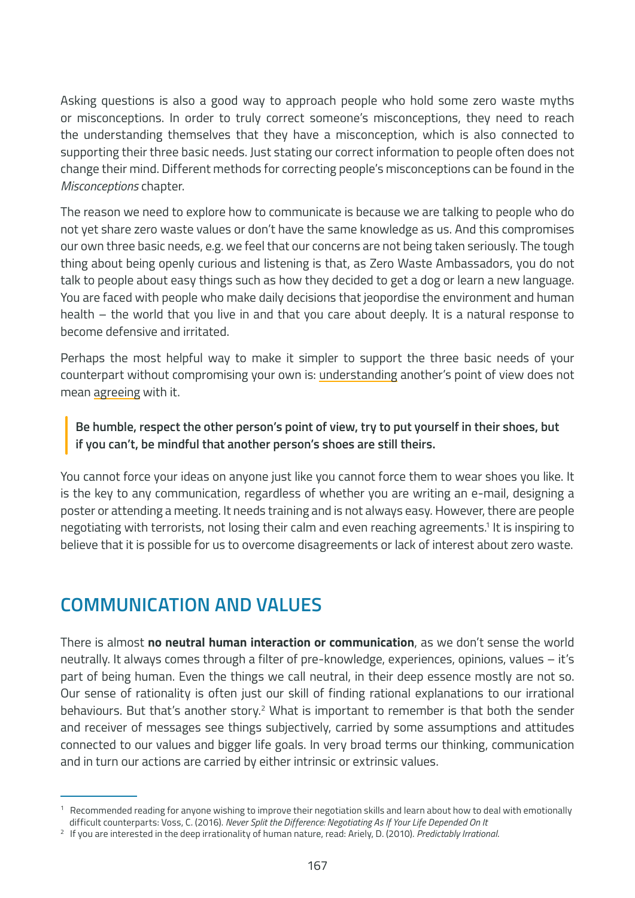Asking questions is also a good way to approach people who hold some zero waste myths or misconceptions. In order to truly correct someone's misconceptions, they need to reach the understanding themselves that they have a misconception, which is also connected to supporting their three basic needs. Just stating our correct information to people often does not change their mind. Different methods for correcting people's misconceptions can be found in the *Misconceptions* chapter.

The reason we need to explore how to communicate is because we are talking to people who do not yet share zero waste values or don't have the same knowledge as us. And this compromises our own three basic needs, e.g. we feel that our concerns are not being taken seriously. The tough thing about being openly curious and listening is that, as Zero Waste Ambassadors, you do not talk to people about easy things such as how they decided to get a dog or learn a new language. You are faced with people who make daily decisions that jeopardise the environment and human health – the world that you live in and that you care about deeply. It is a natural response to become defensive and irritated.

Perhaps the most helpful way to make it simpler to support the three basic needs of your counterpart without compromising your own is: understanding another's point of view does not mean agreeing with it.

> **Be humble, respect the other person's point of view, try to put yourself in their shoes, but if you can't, be mindful that another person's shoes are still theirs.**

You cannot force your ideas on anyone just like you cannot force them to wear shoes you like. It is the key to any communication, regardless of whether you are writing an e-mail, designing a poster or attending a meeting. It needs training and is not always easy. However, there are people negotiating with terrorists, not losing their calm and even reaching agreements.[1] It is inspiring to believe that it is possible for us to overcome disagreements or lack of interest about zero waste.

## COMMUNICATION AND VALUES

There is almost **no neutral human interaction or communication**, as we don't sense the world neutrally. It always comes through a filter of pre-knowledge, experiences, opinions, values – it's part of being human. Even the things we call neutral, in their deep essence mostly are not so. Our sense of rationality is often just our skill of finding rational explanations to our irrational behaviours. But that's another story.[2] What is important to remember is that both the sender and receiver of messages see things subjectively, carried by some assumptions and attitudes connected to our values and bigger life goals. In very broad terms our thinking, communication and in turn our actions are carried by either intrinsic or extrinsic values.

---

[1] Recommended reading for anyone wishing to improve their negotiation skills and learn about how to deal with emotionally difficult counterparts: Voss, C. (2016). *Never Split the Difference: Negotiating As If Your Life Depended On It*

[2] If you are interested in the deep irrationality of human nature, read: Ariely, D. (2010). *Predictably Irrational*.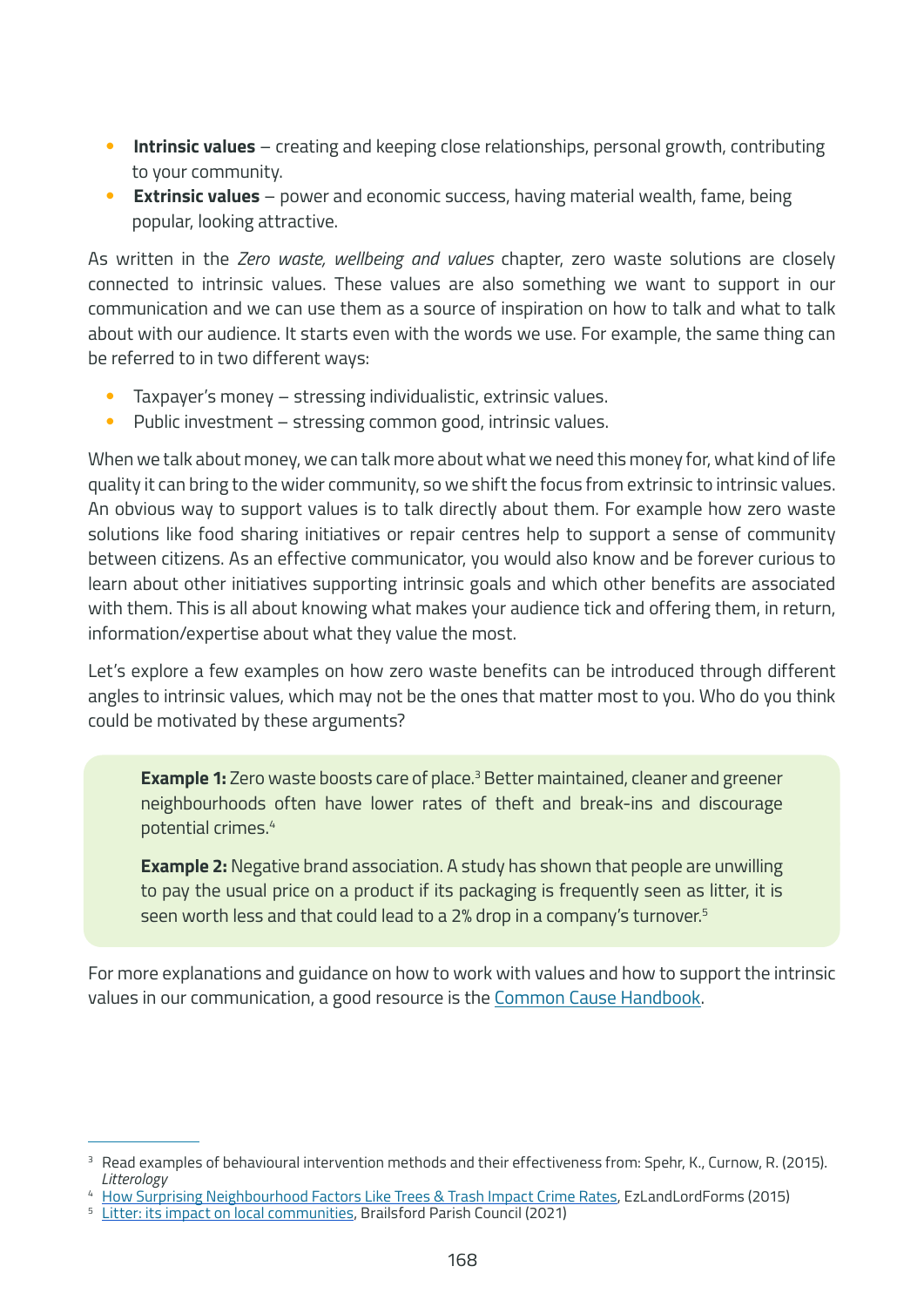- **Intrinsic values** – creating and keeping close relationships, personal growth, contributing to your community.
- **Extrinsic values** – power and economic success, having material wealth, fame, being popular, looking attractive.

As written in the *Zero waste, wellbeing and values* chapter, zero waste solutions are closely connected to intrinsic values. These values are also something we want to support in our communication and we can use them as a source of inspiration on how to talk and what to talk about with our audience. It starts even with the words we use. For example, the same thing can be referred to in two different ways:

- Taxpayer's money – stressing individualistic, extrinsic values.
- Public investment – stressing common good, intrinsic values.

When we talk about money, we can talk more about what we need this money for, what kind of life quality it can bring to the wider community, so we shift the focus from extrinsic to intrinsic values. An obvious way to support values is to talk directly about them. For example how zero waste solutions like food sharing initiatives or repair centres help to support a sense of community between citizens. As an effective communicator, you would also know and be forever curious to learn about other initiatives supporting intrinsic goals and which other benefits are associated with them. This is all about knowing what makes your audience tick and offering them, in return, information/expertise about what they value the most.

Let's explore a few examples on how zero waste benefits can be introduced through different angles to intrinsic values, which may not be the ones that matter most to you. Who do you think could be motivated by these arguments?

> **Example 1:** Zero waste boosts care of place.[3] Better maintained, cleaner and greener neighbourhoods often have lower rates of theft and break-ins and discourage potential crimes.[4]
>
> **Example 2:** Negative brand association. A study has shown that people are unwilling to pay the usual price on a product if its packaging is frequently seen as litter, it is seen worth less and that could lead to a 2% drop in a company's turnover.[5]

For more explanations and guidance on how to work with values and how to support the intrinsic values in our communication, a good resource is the Common Cause Handbook.

---

[3] Read examples of behavioural intervention methods and their effectiveness from: Spehr, K., Curnow, R. (2015). *Litterology*

[4] How Surprising Neighbourhood Factors Like Trees & Trash Impact Crime Rates, EzLandLordForms (2015)

[5] Litter: its impact on local communities, Brailsford Parish Council (2021)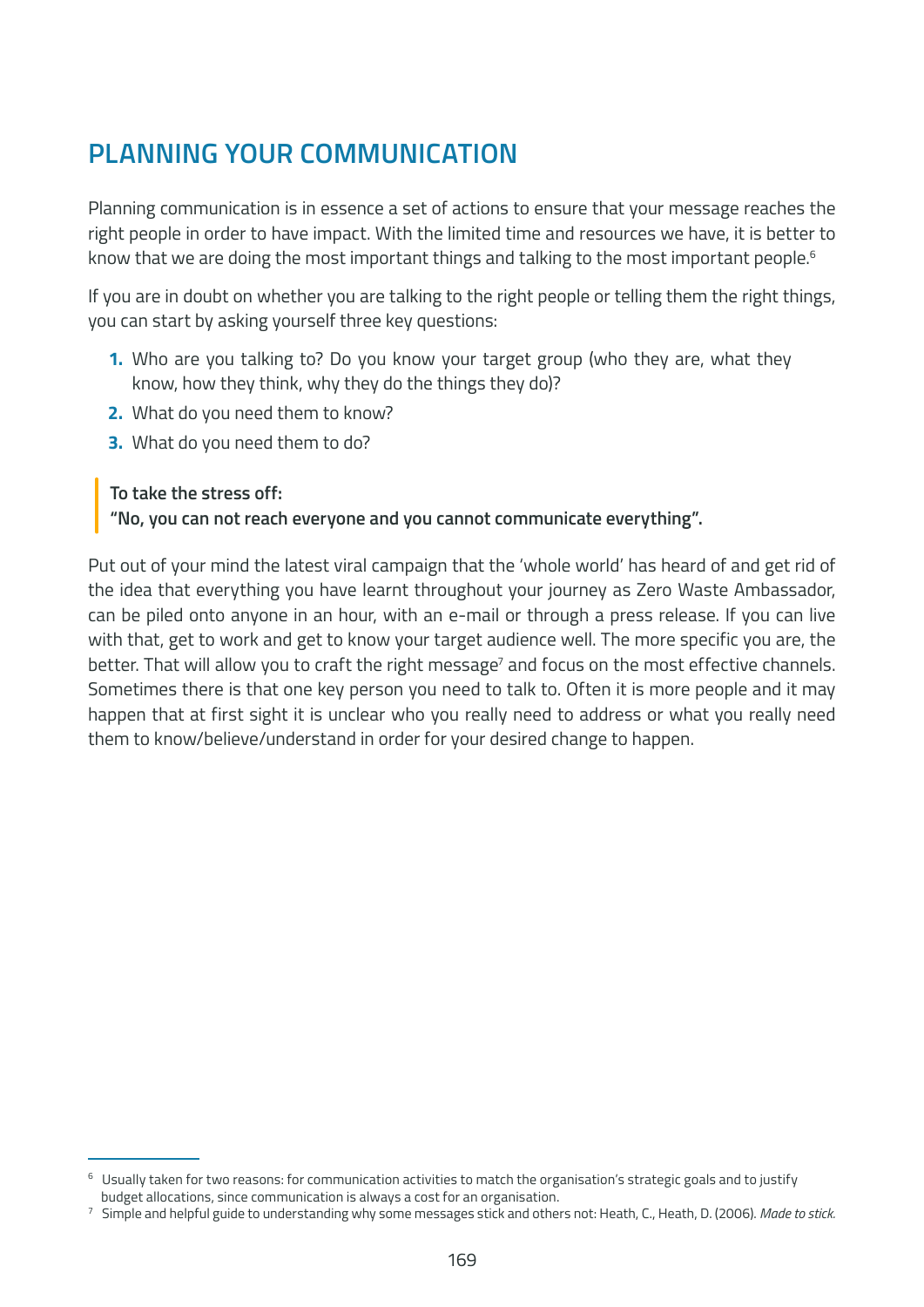## PLANNING YOUR COMMUNICATION

Planning communication is in essence a set of actions to ensure that your message reaches the right people in order to have impact. With the limited time and resources we have, it is better to know that we are doing the most important things and talking to the most important people.[6]

If you are in doubt on whether you are talking to the right people or telling them the right things, you can start by asking yourself three key questions:

1. Who are you talking to? Do you know your target group (who they are, what they know, how they think, why they do the things they do)?
2. What do you need them to know?
3. What do you need them to do?

> **To take the stress off:**
> **“No, you can not reach everyone and you cannot communicate everything”.**

Put out of your mind the latest viral campaign that the ‘whole world’ has heard of and get rid of the idea that everything you have learnt throughout your journey as Zero Waste Ambassador, can be piled onto anyone in an hour, with an e-mail or through a press release. If you can live with that, get to work and get to know your target audience well. The more specific you are, the better. That will allow you to craft the right message[7] and focus on the most effective channels. Sometimes there is that one key person you need to talk to. Often it is more people and it may happen that at first sight it is unclear who you really need to address or what you really need them to know/believe/understand in order for your desired change to happen.

---

[6] Usually taken for two reasons: for communication activities to match the organisation’s strategic goals and to justify budget allocations, since communication is always a cost for an organisation.

[7] Simple and helpful guide to understanding why some messages stick and others not: Heath, C., Heath, D. (2006). *Made to stick.*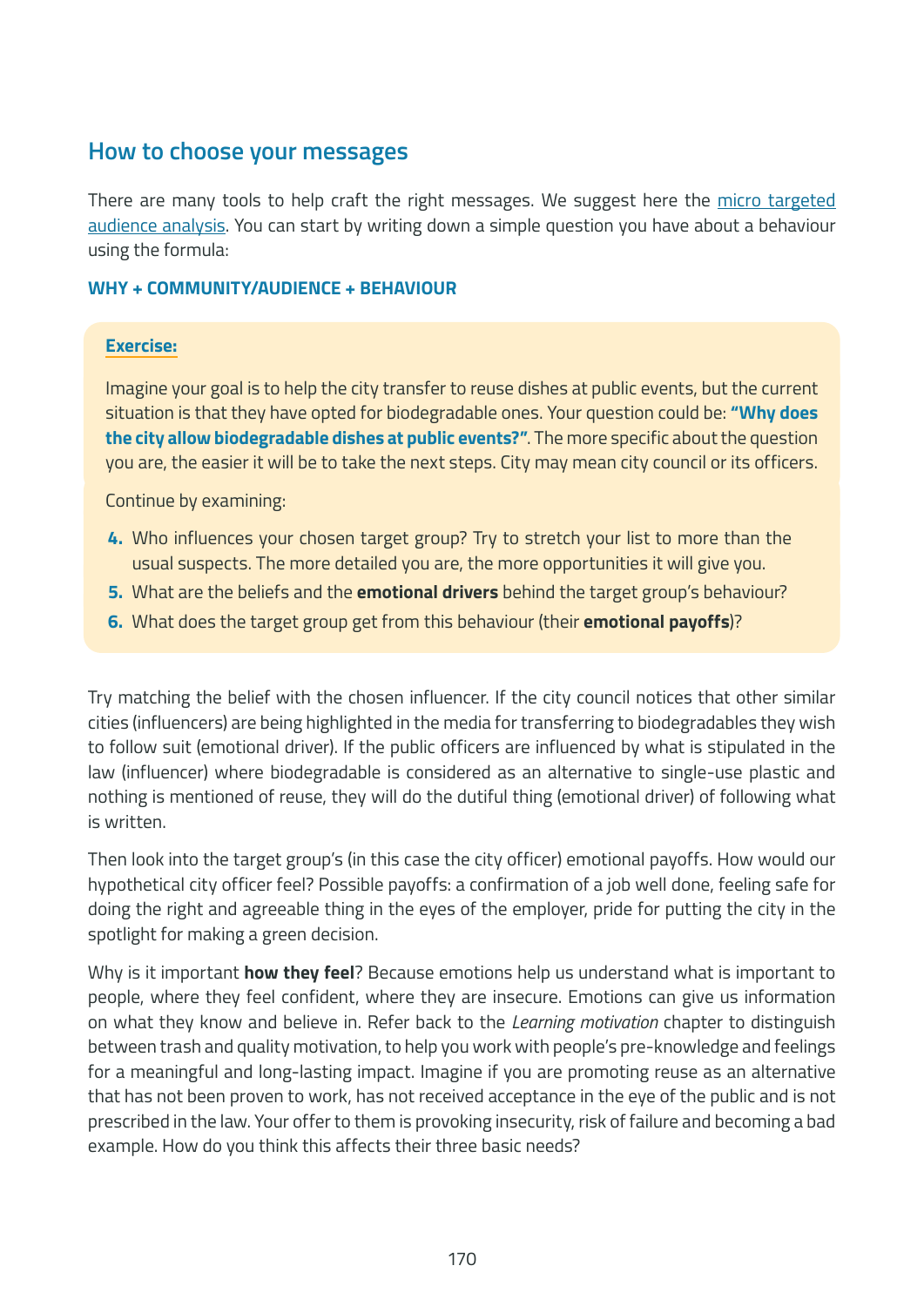## How to choose your messages

There are many tools to help craft the right messages. We suggest here the [micro targeted audience analysis](). You can start by writing down a simple question you have about a behaviour using the formula:

**WHY + COMMUNITY/AUDIENCE + BEHAVIOUR**

**Exercise:**

Imagine your goal is to help the city transfer to reuse dishes at public events, but the current situation is that they have opted for biodegradable ones. Your question could be: **"Why does the city allow biodegradable dishes at public events?"**. The more specific about the question you are, the easier it will be to take the next steps. City may mean city council or its officers.

Continue by examining:

4. Who influences your chosen target group? Try to stretch your list to more than the usual suspects. The more detailed you are, the more opportunities it will give you.
5. What are the beliefs and the **emotional drivers** behind the target group's behaviour?
6. What does the target group get from this behaviour (their **emotional payoffs**)?

Try matching the belief with the chosen influencer. If the city council notices that other similar cities (influencers) are being highlighted in the media for transferring to biodegradables they wish to follow suit (emotional driver). If the public officers are influenced by what is stipulated in the law (influencer) where biodegradable is considered as an alternative to single-use plastic and nothing is mentioned of reuse, they will do the dutiful thing (emotional driver) of following what is written.

Then look into the target group's (in this case the city officer) emotional payoffs. How would our hypothetical city officer feel? Possible payoffs: a confirmation of a job well done, feeling safe for doing the right and agreeable thing in the eyes of the employer, pride for putting the city in the spotlight for making a green decision.

Why is it important **how they feel**? Because emotions help us understand what is important to people, where they feel confident, where they are insecure. Emotions can give us information on what they know and believe in. Refer back to the *Learning motivation* chapter to distinguish between trash and quality motivation, to help you work with people's pre-knowledge and feelings for a meaningful and long-lasting impact. Imagine if you are promoting reuse as an alternative that has not been proven to work, has not received acceptance in the eye of the public and is not prescribed in the law. Your offer to them is provoking insecurity, risk of failure and becoming a bad example. How do you think this affects their three basic needs?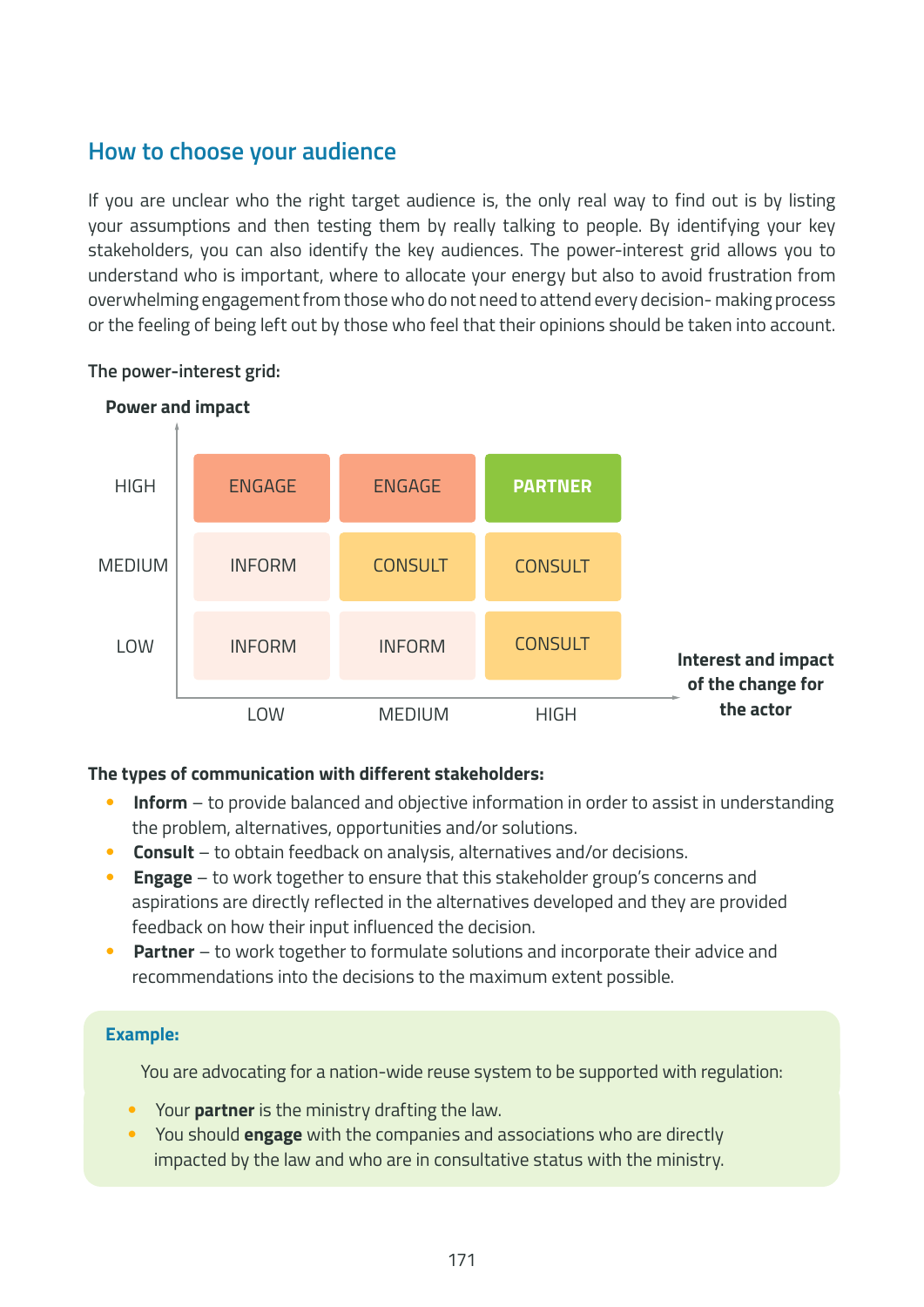## How to choose your audience

If you are unclear who the right target audience is, the only real way to find out is by listing your assumptions and then testing them by really talking to people. By identifying your key stakeholders, you can also identify the key audiences. The power-interest grid allows you to understand who is important, where to allocate your energy but also to avoid frustration from overwhelming engagement from those who do not need to attend every decision- making process or the feeling of being left out by those who feel that their opinions should be taken into account.

**The power-interest grid:**

| **Power and impact** | LOW | MEDIUM | HIGH |
|---|---|---|---|
| HIGH | ENGAGE | ENGAGE | PARTNER |
| MEDIUM | INFORM | CONSULT | CONSULT |
| LOW | INFORM | INFORM | CONSULT |

Horizontal axis: **Interest and impact of the change for the actor**

**The types of communication with different stakeholders:**

- **Inform** – to provide balanced and objective information in order to assist in understanding the problem, alternatives, opportunities and/or solutions.
- **Consult** – to obtain feedback on analysis, alternatives and/or decisions.
- **Engage** – to work together to ensure that this stakeholder group's concerns and aspirations are directly reflected in the alternatives developed and they are provided feedback on how their input influenced the decision.
- **Partner** – to work together to formulate solutions and incorporate their advice and recommendations into the decisions to the maximum extent possible.

**Example:**

You are advocating for a nation-wide reuse system to be supported with regulation:

- Your **partner** is the ministry drafting the law.
- You should **engage** with the companies and associations who are directly impacted by the law and who are in consultative status with the ministry.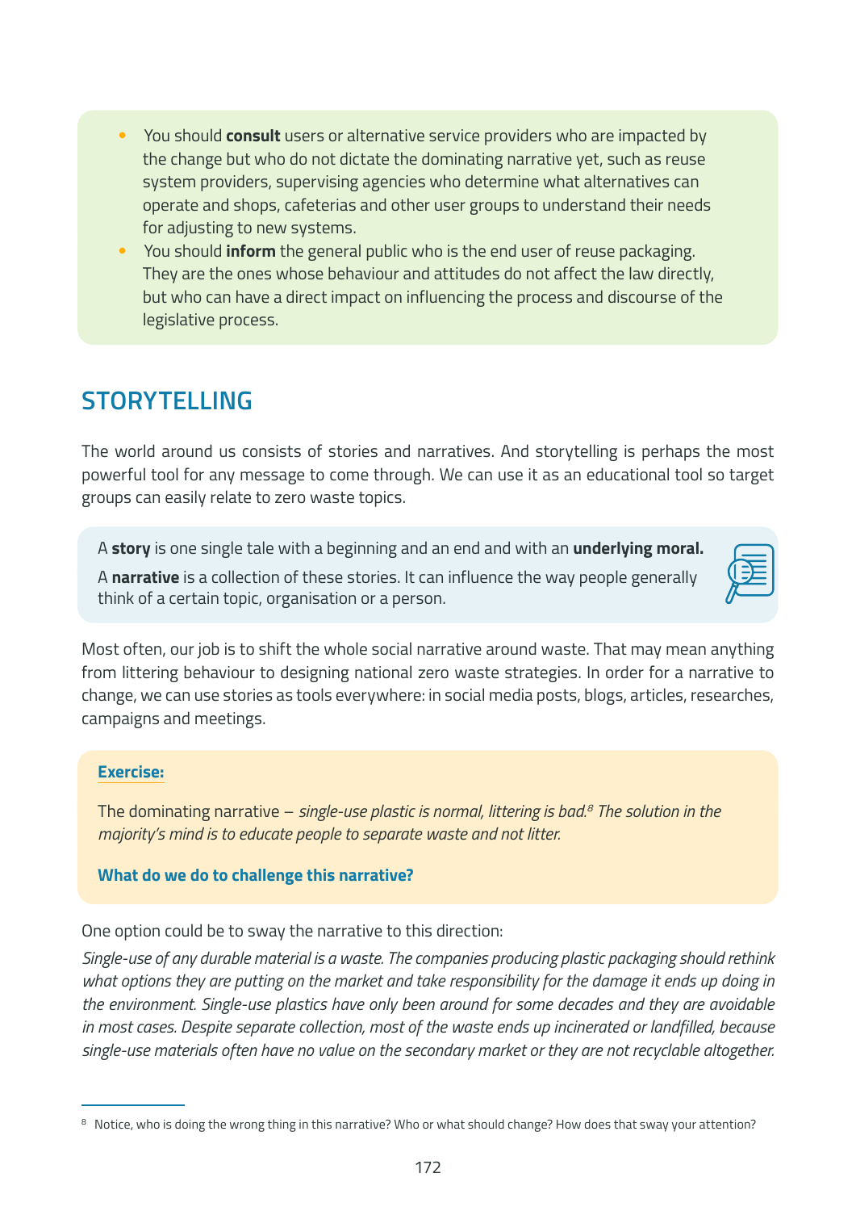- You should **consult** users or alternative service providers who are impacted by the change but who do not dictate the dominating narrative yet, such as reuse system providers, supervising agencies who determine what alternatives can operate and shops, cafeterias and other user groups to understand their needs for adjusting to new systems.
- You should **inform** the general public who is the end user of reuse packaging. They are the ones whose behaviour and attitudes do not affect the law directly, but who can have a direct impact on influencing the process and discourse of the legislative process.

## STORYTELLING

The world around us consists of stories and narratives. And storytelling is perhaps the most powerful tool for any message to come through. We can use it as an educational tool so target groups can easily relate to zero waste topics.

A **story** is one single tale with a beginning and an end and with an **underlying moral.**

A **narrative** is a collection of these stories. It can influence the way people generally think of a certain topic, organisation or a person.

Most often, our job is to shift the whole social narrative around waste. That may mean anything from littering behaviour to designing national zero waste strategies. In order for a narrative to change, we can use stories as tools everywhere: in social media posts, blogs, articles, researches, campaigns and meetings.

**Exercise:**

The dominating narrative – *single-use plastic is normal, littering is bad.*[8] *The solution in the majority's mind is to educate people to separate waste and not litter.*

**What do we do to challenge this narrative?**

One option could be to sway the narrative to this direction:

*Single-use of any durable material is a waste. The companies producing plastic packaging should rethink what options they are putting on the market and take responsibility for the damage it ends up doing in the environment. Single-use plastics have only been around for some decades and they are avoidable in most cases. Despite separate collection, most of the waste ends up incinerated or landfilled, because single-use materials often have no value on the secondary market or they are not recyclable altogether.*

[8] Notice, who is doing the wrong thing in this narrative? Who or what should change? How does that sway your attention?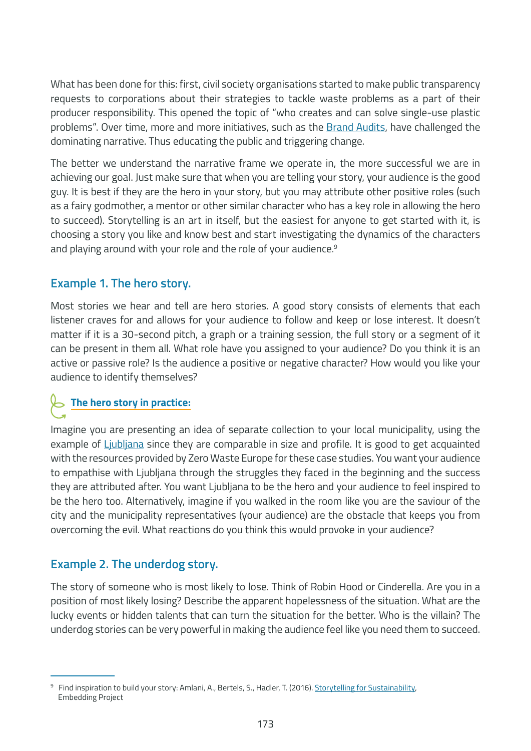What has been done for this: first, civil society organisations started to make public transparency requests to corporations about their strategies to tackle waste problems as a part of their producer responsibility. This opened the topic of "who creates and can solve single-use plastic problems". Over time, more and more initiatives, such as the Brand Audits, have challenged the dominating narrative. Thus educating the public and triggering change.

The better we understand the narrative frame we operate in, the more successful we are in achieving our goal. Just make sure that when you are telling your story, your audience is the good guy. It is best if they are the hero in your story, but you may attribute other positive roles (such as a fairy godmother, a mentor or other similar character who has a key role in allowing the hero to succeed). Storytelling is an art in itself, but the easiest for anyone to get started with it, is choosing a story you like and know best and start investigating the dynamics of the characters and playing around with your role and the role of your audience.[9]

### Example 1. The hero story.

Most stories we hear and tell are hero stories. A good story consists of elements that each listener craves for and allows for your audience to follow and keep or lose interest. It doesn't matter if it is a 30-second pitch, a graph or a training session, the full story or a segment of it can be present in them all. What role have you assigned to your audience? Do you think it is an active or passive role? Is the audience a positive or negative character? How would you like your audience to identify themselves?

**The hero story in practice:**

Imagine you are presenting an idea of separate collection to your local municipality, using the example of Ljubljana since they are comparable in size and profile. It is good to get acquainted with the resources provided by Zero Waste Europe for these case studies. You want your audience to empathise with Ljubljana through the struggles they faced in the beginning and the success they are attributed after. You want Ljubljana to be the hero and your audience to feel inspired to be the hero too. Alternatively, imagine if you walked in the room like you are the saviour of the city and the municipality representatives (your audience) are the obstacle that keeps you from overcoming the evil. What reactions do you think this would provoke in your audience?

### Example 2. The underdog story.

The story of someone who is most likely to lose. Think of Robin Hood or Cinderella. Are you in a position of most likely losing? Describe the apparent hopelessness of the situation. What are the lucky events or hidden talents that can turn the situation for the better. Who is the villain? The underdog stories can be very powerful in making the audience feel like you need them to succeed.

---

[9] Find inspiration to build your story: Amlani, A., Bertels, S., Hadler, T. (2016). Storytelling for Sustainability, Embedding Project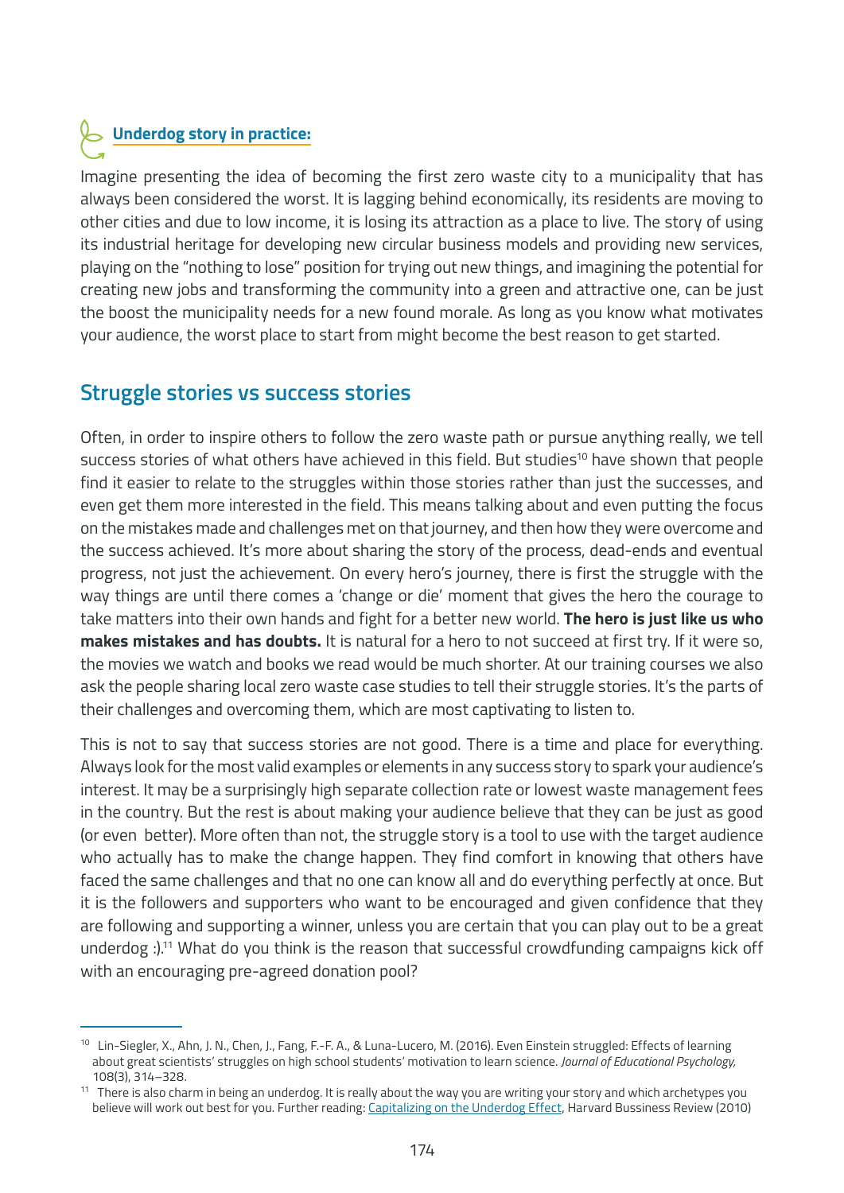### Underdog story in practice:

Imagine presenting the idea of becoming the first zero waste city to a municipality that has always been considered the worst. It is lagging behind economically, its residents are moving to other cities and due to low income, it is losing its attraction as a place to live. The story of using its industrial heritage for developing new circular business models and providing new services, playing on the "nothing to lose" position for trying out new things, and imagining the potential for creating new jobs and transforming the community into a green and attractive one, can be just the boost the municipality needs for a new found morale. As long as you know what motivates your audience, the worst place to start from might become the best reason to get started.

## Struggle stories vs success stories

Often, in order to inspire others to follow the zero waste path or pursue anything really, we tell success stories of what others have achieved in this field. But studies[10] have shown that people find it easier to relate to the struggles within those stories rather than just the successes, and even get them more interested in the field. This means talking about and even putting the focus on the mistakes made and challenges met on that journey, and then how they were overcome and the success achieved. It's more about sharing the story of the process, dead-ends and eventual progress, not just the achievement. On every hero's journey, there is first the struggle with the way things are until there comes a 'change or die' moment that gives the hero the courage to take matters into their own hands and fight for a better new world. **The hero is just like us who makes mistakes and has doubts.** It is natural for a hero to not succeed at first try. If it were so, the movies we watch and books we read would be much shorter. At our training courses we also ask the people sharing local zero waste case studies to tell their struggle stories. It's the parts of their challenges and overcoming them, which are most captivating to listen to.

This is not to say that success stories are not good. There is a time and place for everything. Always look for the most valid examples or elements in any success story to spark your audience's interest. It may be a surprisingly high separate collection rate or lowest waste management fees in the country. But the rest is about making your audience believe that they can be just as good (or even better). More often than not, the struggle story is a tool to use with the target audience who actually has to make the change happen. They find comfort in knowing that others have faced the same challenges and that no one can know all and do everything perfectly at once. But it is the followers and supporters who want to be encouraged and given confidence that they are following and supporting a winner, unless you are certain that you can play out to be a great underdog :).[11] What do you think is the reason that successful crowdfunding campaigns kick off with an encouraging pre-agreed donation pool?

---

[10] Lin-Siegler, X., Ahn, J. N., Chen, J., Fang, F.-F. A., & Luna-Lucero, M. (2016). Even Einstein struggled: Effects of learning about great scientists' struggles on high school students' motivation to learn science. *Journal of Educational Psychology,* 108(3), 314–328.

[11] There is also charm in being an underdog. It is really about the way you are writing your story and which archetypes you believe will work out best for you. Further reading: Capitalizing on the Underdog Effect, Harvard Bussiness Review (2010)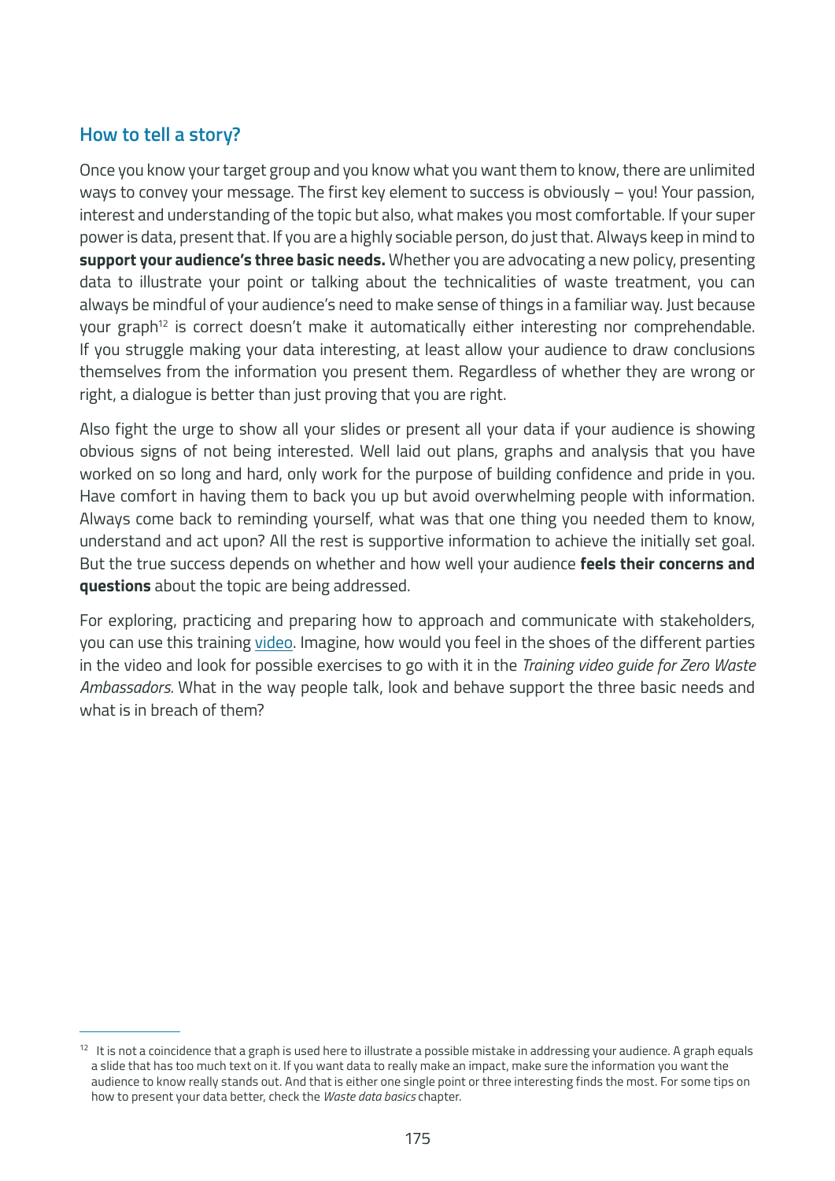## How to tell a story?

Once you know your target group and you know what you want them to know, there are unlimited ways to convey your message. The first key element to success is obviously – you! Your passion, interest and understanding of the topic but also, what makes you most comfortable. If your super power is data, present that. If you are a highly sociable person, do just that. Always keep in mind to **support your audience's three basic needs.** Whether you are advocating a new policy, presenting data to illustrate your point or talking about the technicalities of waste treatment, you can always be mindful of your audience's need to make sense of things in a familiar way. Just because your graph[12] is correct doesn't make it automatically either interesting nor comprehendable. If you struggle making your data interesting, at least allow your audience to draw conclusions themselves from the information you present them. Regardless of whether they are wrong or right, a dialogue is better than just proving that you are right.

Also fight the urge to show all your slides or present all your data if your audience is showing obvious signs of not being interested. Well laid out plans, graphs and analysis that you have worked on so long and hard, only work for the purpose of building confidence and pride in you. Have comfort in having them to back you up but avoid overwhelming people with information. Always come back to reminding yourself, what was that one thing you needed them to know, understand and act upon? All the rest is supportive information to achieve the initially set goal. But the true success depends on whether and how well your audience **feels their concerns and questions** about the topic are being addressed.

For exploring, practicing and preparing how to approach and communicate with stakeholders, you can use this training video. Imagine, how would you feel in the shoes of the different parties in the video and look for possible exercises to go with it in the *Training video guide for Zero Waste Ambassadors*. What in the way people talk, look and behave support the three basic needs and what is in breach of them?

---

[12] It is not a coincidence that a graph is used here to illustrate a possible mistake in addressing your audience. A graph equals a slide that has too much text on it. If you want data to really make an impact, make sure the information you want the audience to know really stands out. And that is either one single point or three interesting finds the most. For some tips on how to present your data better, check the *Waste data basics* chapter.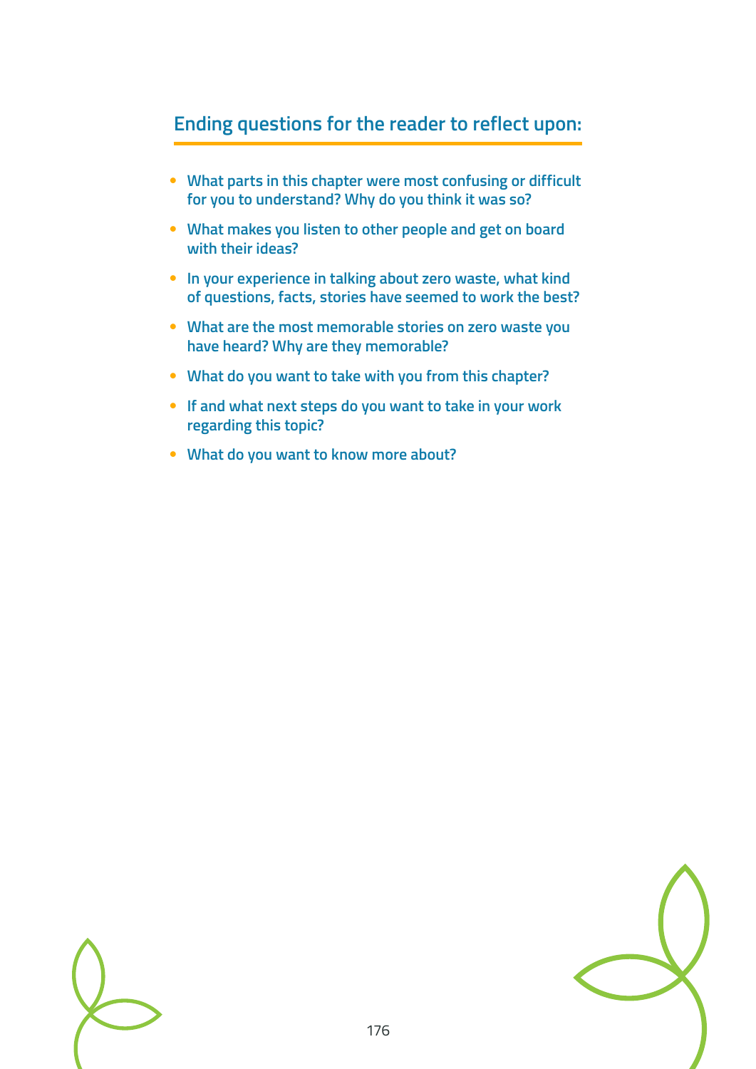## Ending questions for the reader to reflect upon:

- What parts in this chapter were most confusing or difficult for you to understand? Why do you think it was so?
- What makes you listen to other people and get on board with their ideas?
- In your experience in talking about zero waste, what kind of questions, facts, stories have seemed to work the best?
- What are the most memorable stories on zero waste you have heard? Why are they memorable?
- What do you want to take with you from this chapter?
- If and what next steps do you want to take in your work regarding this topic?
- What do you want to know more about?